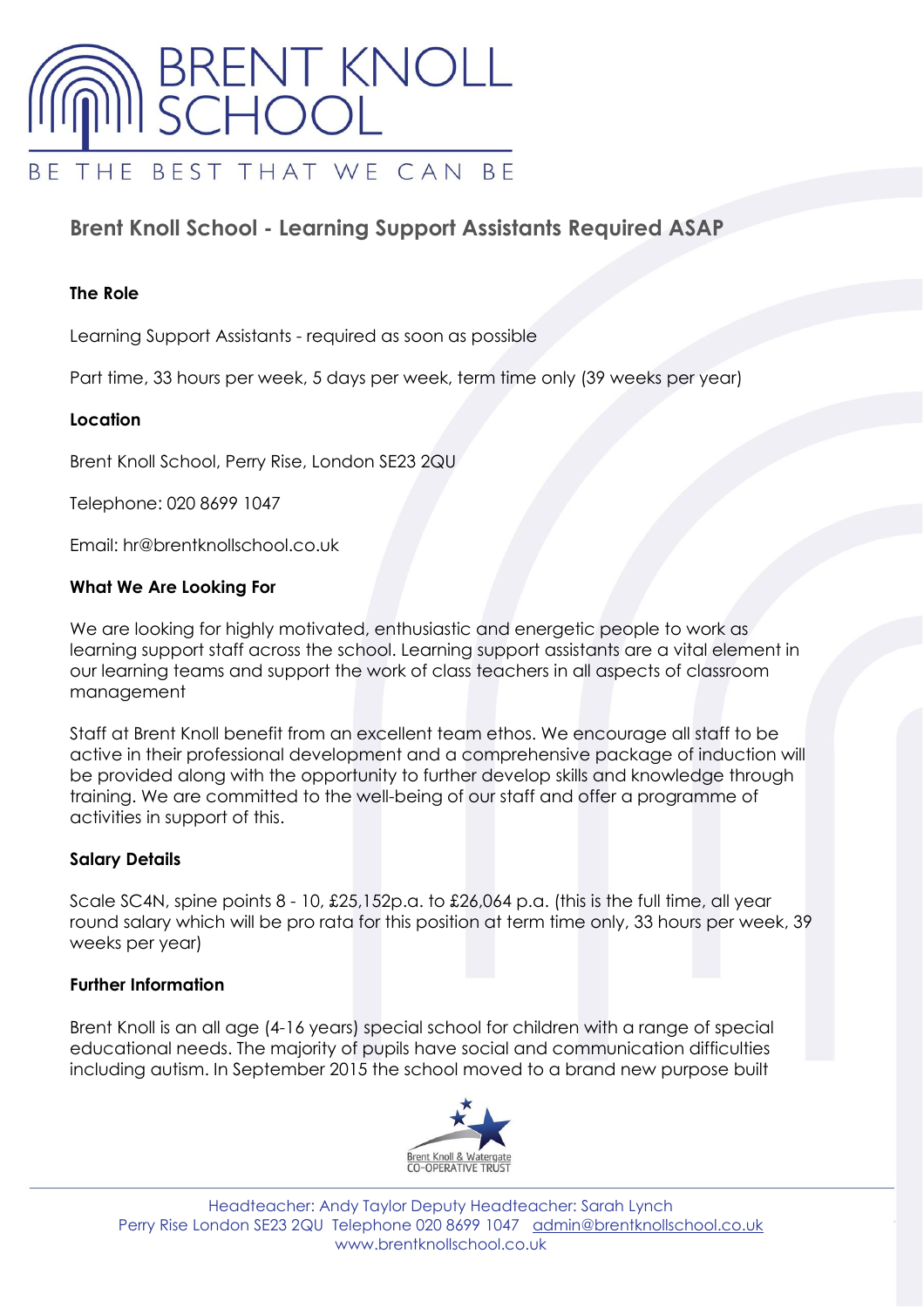# BRENT KNOLL SCHOOL

BE THE BEST THAT WE CAN BE

## Brent Knoll School - Learning Support Assistants Required ASAP

**The Role**

Learning Support Assistants - required as soon as possible

Part time, 33 hours per week, 5 days per week, term time only (39 weeks per year)

**Location**

Brent Knoll School, Perry Rise, London SE23 2QU

Telephone: 020 8699 1047

Email: hr@brentknollschool.co.uk

**What We Are Looking For**

We are looking for highly motivated, enthusiastic and energetic people to work as learning support staff across the school. Learning support assistants are a vital element in our learning teams and support the work of class teachers in all aspects of classroom management

Staff at Brent Knoll benefit from an excellent team ethos. We encourage all staff to be active in their professional development and a comprehensive package of induction will be provided along with the opportunity to further develop skills and knowledge through training. We are committed to the well-being of our staff and offer a programme of activities in support of this.

**Salary Details**

Scale SC4N, spine points 8 - 10, £25,152p.a. to £26,064 p.a. (this is the full time, all year round salary which will be pro rata for this position at term time only, 33 hours per week, 39 weeks per year)

**Further Information**

Brent Knoll is an all age (4-16 years) special school for children with a range of special educational needs. The majority of pupils have social and communication difficulties including autism. In September 2015 the school moved to a brand new purpose built

Brent Knoll & Watergate CO-OPERATIVE TRUST

Headteacher: Andy Taylor Deputy Headteacher: Sarah Lynch
Perry Rise London SE23 2QU Telephone 020 8699 1047 admin@brentknollschool.co.uk
www.brentknollschool.co.uk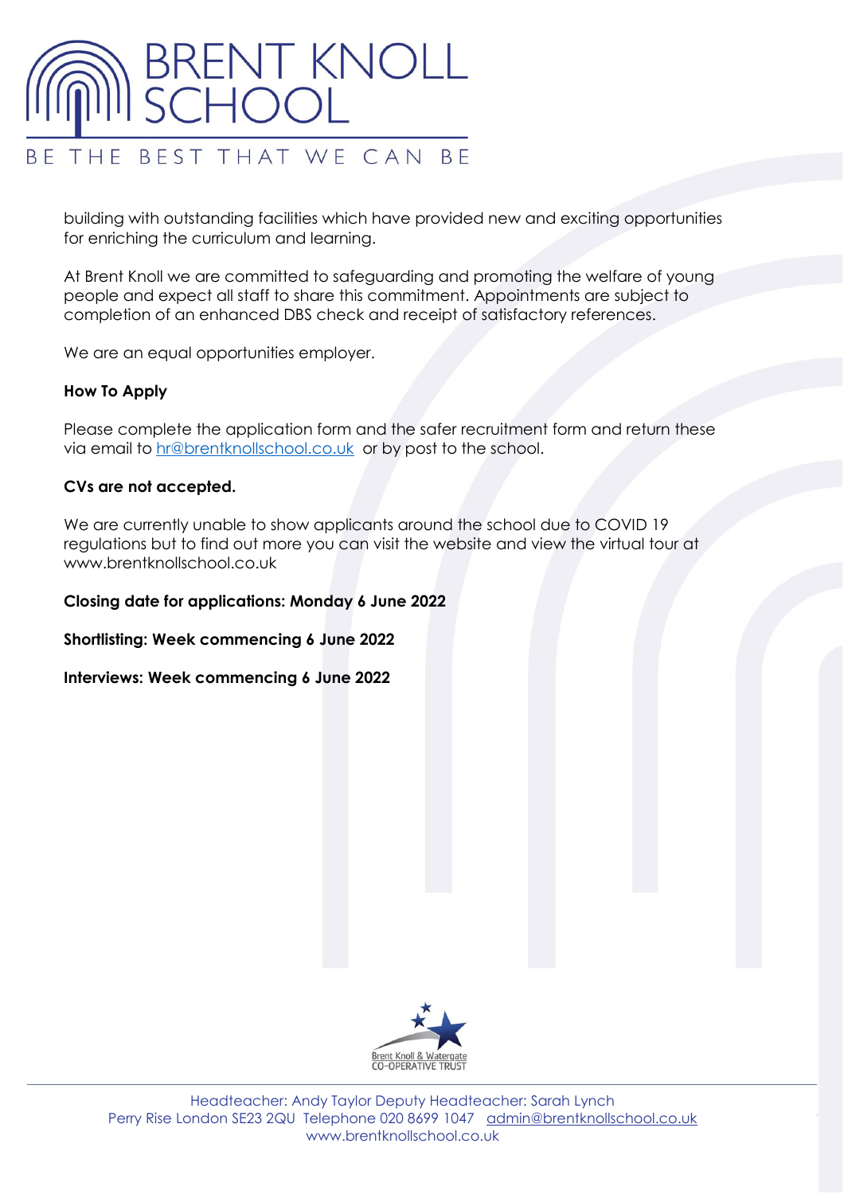building with outstanding facilities which have provided new and exciting opportunities for enriching the curriculum and learning.

At Brent Knoll we are committed to safeguarding and promoting the welfare of young people and expect all staff to share this commitment. Appointments are subject to completion of an enhanced DBS check and receipt of satisfactory references.

We are an equal opportunities employer.

**How To Apply**

Please complete the application form and the safer recruitment form and return these via email to hr@brentknollschool.co.uk or by post to the school.

**CVs are not accepted.**

We are currently unable to show applicants around the school due to COVID 19 regulations but to find out more you can visit the website and view the virtual tour at www.brentknollschool.co.uk

**Closing date for applications: Monday 6 June 2022**

**Shortlisting: Week commencing 6 June 2022**

**Interviews: Week commencing 6 June 2022**

Brent Knoll & Watergate CO-OPERATIVE TRUST

Headteacher: Andy Taylor Deputy Headteacher: Sarah Lynch
Perry Rise London SE23 2QU Telephone 020 8699 1047 admin@brentknollschool.co.uk
www.brentknollschool.co.uk